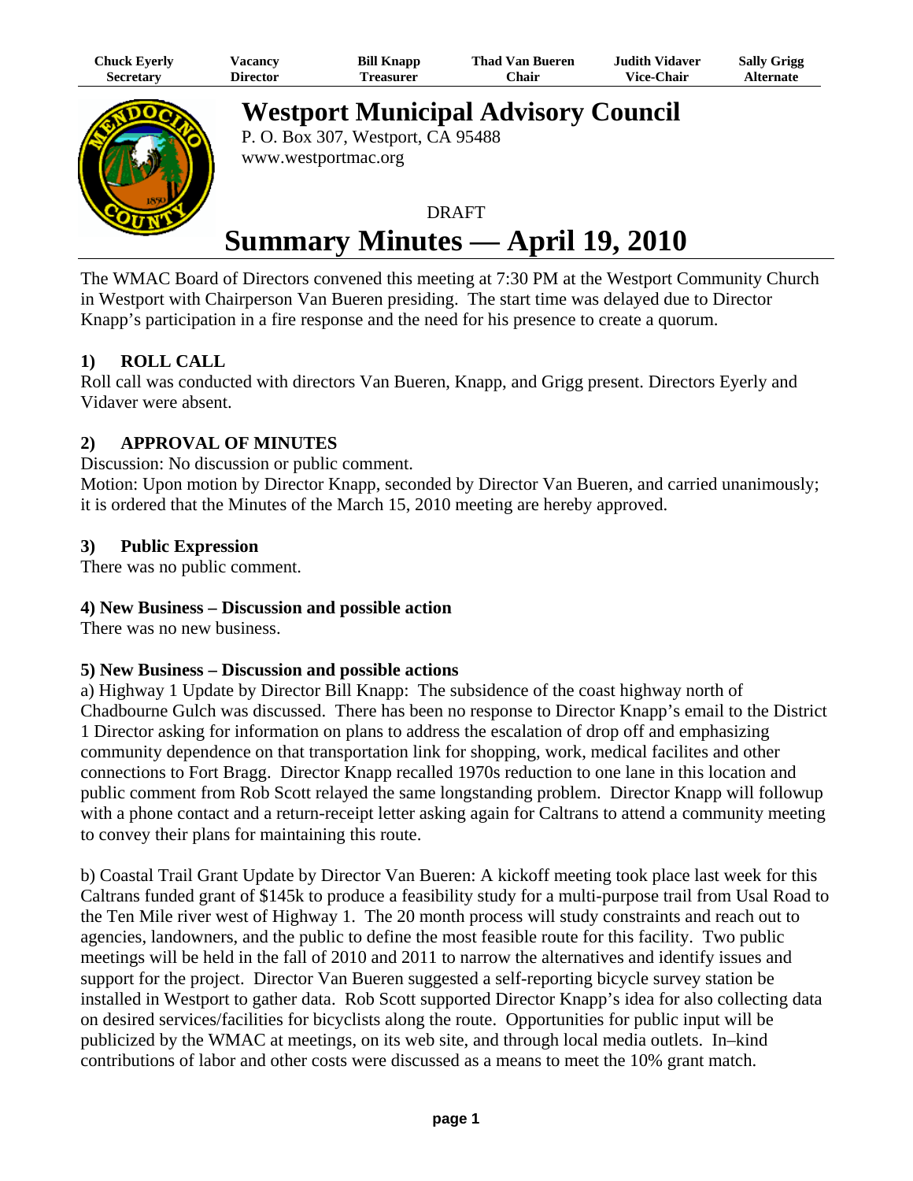| Chuck Eyerly | Vacancy | Bill Knapp | Thad Van Bueren | Judith Vidaver | Sally Grigg |
|---|---|---|---|---|---|
| Secretary | Director | Treasurer | Chair | Vice-Chair | Alternate |

# Westport Municipal Advisory Council

P. O. Box 307, Westport, CA 95488
www.westportmac.org

DRAFT

# Summary Minutes — April 19, 2010

The WMAC Board of Directors convened this meeting at 7:30 PM at the Westport Community Church in Westport with Chairperson Van Bueren presiding. The start time was delayed due to Director Knapp's participation in a fire response and the need for his presence to create a quorum.

### 1) ROLL CALL

Roll call was conducted with directors Van Bueren, Knapp, and Grigg present. Directors Eyerly and Vidaver were absent.

### 2) APPROVAL OF MINUTES

Discussion: No discussion or public comment.
Motion: Upon motion by Director Knapp, seconded by Director Van Bueren, and carried unanimously; it is ordered that the Minutes of the March 15, 2010 meeting are hereby approved.

### 3) Public Expression

There was no public comment.

### 4) New Business – Discussion and possible action

There was no new business.

### 5) New Business – Discussion and possible actions

a) Highway 1 Update by Director Bill Knapp: The subsidence of the coast highway north of Chadbourne Gulch was discussed. There has been no response to Director Knapp's email to the District 1 Director asking for information on plans to address the escalation of drop off and emphasizing community dependence on that transportation link for shopping, work, medical facilites and other connections to Fort Bragg. Director Knapp recalled 1970s reduction to one lane in this location and public comment from Rob Scott relayed the same longstanding problem. Director Knapp will followup with a phone contact and a return-receipt letter asking again for Caltrans to attend a community meeting to convey their plans for maintaining this route.

b) Coastal Trail Grant Update by Director Van Bueren: A kickoff meeting took place last week for this Caltrans funded grant of $145k to produce a feasibility study for a multi-purpose trail from Usal Road to the Ten Mile river west of Highway 1. The 20 month process will study constraints and reach out to agencies, landowners, and the public to define the most feasible route for this facility. Two public meetings will be held in the fall of 2010 and 2011 to narrow the alternatives and identify issues and support for the project. Director Van Bueren suggested a self-reporting bicycle survey station be installed in Westport to gather data. Rob Scott supported Director Knapp's idea for also collecting data on desired services/facilities for bicyclists along the route. Opportunities for public input will be publicized by the WMAC at meetings, on its web site, and through local media outlets. In–kind contributions of labor and other costs were discussed as a means to meet the 10% grant match.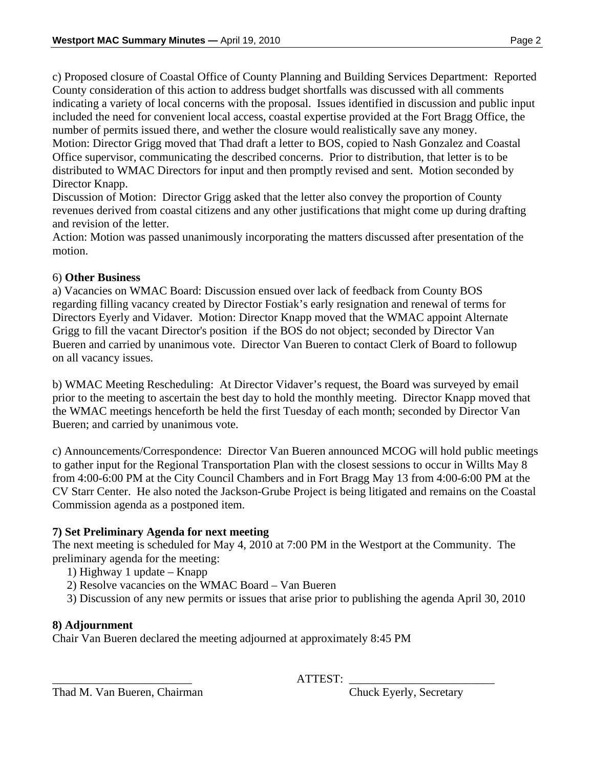c) Proposed closure of Coastal Office of County Planning and Building Services Department: Reported County consideration of this action to address budget shortfalls was discussed with all comments indicating a variety of local concerns with the proposal. Issues identified in discussion and public input included the need for convenient local access, coastal expertise provided at the Fort Bragg Office, the number of permits issued there, and wether the closure would realistically save any money.
Motion: Director Grigg moved that Thad draft a letter to BOS, copied to Nash Gonzalez and Coastal Office supervisor, communicating the described concerns. Prior to distribution, that letter is to be distributed to WMAC Directors for input and then promptly revised and sent. Motion seconded by Director Knapp.
Discussion of Motion: Director Grigg asked that the letter also convey the proportion of County revenues derived from coastal citizens and any other justifications that might come up during drafting and revision of the letter.
Action: Motion was passed unanimously incorporating the matters discussed after presentation of the motion.

6) **Other Business**
a) Vacancies on WMAC Board: Discussion ensued over lack of feedback from County BOS regarding filling vacancy created by Director Fostiak's early resignation and renewal of terms for Directors Eyerly and Vidaver. Motion: Director Knapp moved that the WMAC appoint Alternate Grigg to fill the vacant Director's position if the BOS do not object; seconded by Director Van Bueren and carried by unanimous vote. Director Van Bueren to contact Clerk of Board to followup on all vacancy issues.

b) WMAC Meeting Rescheduling: At Director Vidaver's request, the Board was surveyed by email prior to the meeting to ascertain the best day to hold the monthly meeting. Director Knapp moved that the WMAC meetings henceforth be held the first Tuesday of each month; seconded by Director Van Bueren; and carried by unanimous vote.

c) Announcements/Correspondence: Director Van Bueren announced MCOG will hold public meetings to gather input for the Regional Transportation Plan with the closest sessions to occur in Willts May 8 from 4:00-6:00 PM at the City Council Chambers and in Fort Bragg May 13 from 4:00-6:00 PM at the CV Starr Center. He also noted the Jackson-Grube Project is being litigated and remains on the Coastal Commission agenda as a postponed item.

**7) Set Preliminary Agenda for next meeting**
The next meeting is scheduled for May 4, 2010 at 7:00 PM in the Westport at the Community. The preliminary agenda for the meeting:

1) Highway 1 update – Knapp
2) Resolve vacancies on the WMAC Board – Van Bueren
3) Discussion of any new permits or issues that arise prior to publishing the agenda April 30, 2010

**8) Adjournment**
Chair Van Bueren declared the meeting adjourned at approximately 8:45 PM

________________________ ATTEST: ________________________

Thad M. Van Bueren, Chairman Chuck Eyerly, Secretary